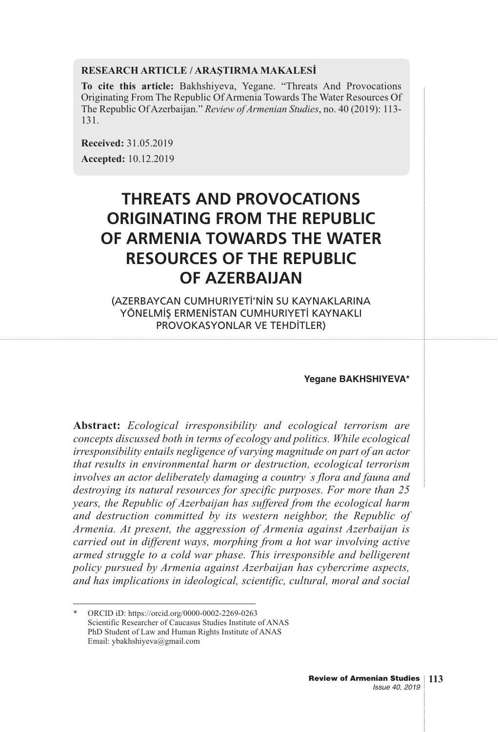**RESEARCH ARTICLE / ARAŞTIRMA MAKALESİ**

**To cite this article:** Bakhshiyeva, Yegane. "Threats And Provocations Originating From The Republic Of Armenia Towards The Water Resources Of The Republic Of Azerbaijan." *Review of Armenian Studies*, no. 40 (2019): 113-131.

**Received:** 31.05.2019

**Accepted:** 10.12.2019

# THREATS AND PROVOCATIONS ORIGINATING FROM THE REPUBLIC OF ARMENIA TOWARDS THE WATER RESOURCES OF THE REPUBLIC OF AZERBAIJAN

## (AZERBAYCAN CUMHURİYETİ'NİN SU KAYNAKLARINA YÖNELMİŞ ERMENİSTAN CUMHURİYETİ KAYNAKLI PROVOKASYONLAR VE TEHDİTLER)

**Yegane BAKHSHIYEVA***

**Abstract:** *Ecological irresponsibility and ecological terrorism are concepts discussed both in terms of ecology and politics. While ecological irresponsibility entails negligence of varying magnitude on part of an actor that results in environmental harm or destruction, ecological terrorism involves an actor deliberately damaging a country's flora and fauna and destroying its natural resources for specific purposes. For more than 25 years, the Republic of Azerbaijan has suffered from the ecological harm and destruction committed by its western neighbor, the Republic of Armenia. At present, the aggression of Armenia against Azerbaijan is carried out in different ways, morphing from a hot war involving active armed struggle to a cold war phase. This irresponsible and belligerent policy pursued by Armenia against Azerbaijan has cybercrime aspects, and has implications in ideological, scientific, cultural, moral and social*

---

\* ORCID iD: https://orcid.org/0000-0002-2269-0263
Scientific Researcher of Caucasus Studies Institute of ANAS
PhD Student of Law and Human Rights Institute of ANAS
Email: ybakhshiyeva@gmail.com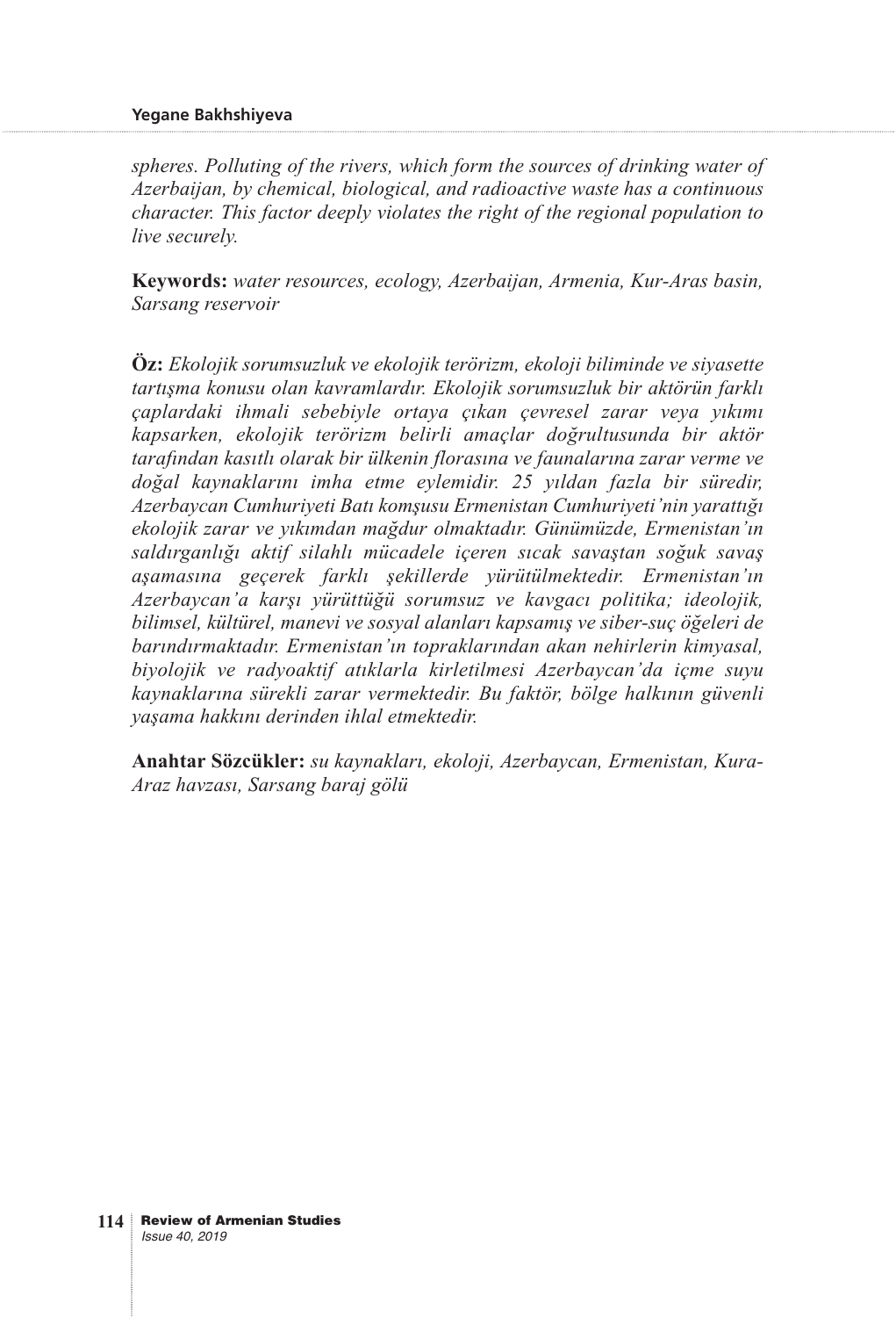*spheres. Polluting of the rivers, which form the sources of drinking water of Azerbaijan, by chemical, biological, and radioactive waste has a continuous character. This factor deeply violates the right of the regional population to live securely.*

**Keywords:** *water resources, ecology, Azerbaijan, Armenia, Kur-Aras basin, Sarsang reservoir*

**Öz:** *Ekolojik sorumsuzluk ve ekolojik terörizm, ekoloji biliminde ve siyasette tartışma konusu olan kavramlardır. Ekolojik sorumsuzluk bir aktörün farklı çaplardaki ihmali sebebiyle ortaya çıkan çevresel zarar veya yıkımı kapsarken, ekolojik terörizm belirli amaçlar doğrultusunda bir aktör tarafından kasıtlı olarak bir ülkenin florasına ve faunalarına zarar verme ve doğal kaynaklarını imha etme eylemidir. 25 yıldan fazla bir süredir, Azerbaycan Cumhuriyeti Batı komşusu Ermenistan Cumhuriyeti'nin yarattığı ekolojik zarar ve yıkımdan mağdur olmaktadır. Günümüzde, Ermenistan'ın saldırganlığı aktif silahlı mücadele içeren sıcak savaştan soğuk savaş aşamasına geçerek farklı şekillerde yürütülmektedir. Ermenistan'ın Azerbaycan'a karşı yürüttüğü sorumsuz ve kavgacı politika; ideolojik, bilimsel, kültürel, manevi ve sosyal alanları kapsamış ve siber-suç öğeleri de barındırmaktadır. Ermenistan'ın topraklarından akan nehirlerin kimyasal, biyolojik ve radyoaktif atıklarla kirletilmesi Azerbaycan'da içme suyu kaynaklarına sürekli zarar vermektedir. Bu faktör, bölge halkının güvenli yaşama hakkını derinden ihlal etmektedir.*

**Anahtar Sözcükler:** *su kaynakları, ekoloji, Azerbaycan, Ermenistan, Kura-Araz havzası, Sarsang baraj gölü*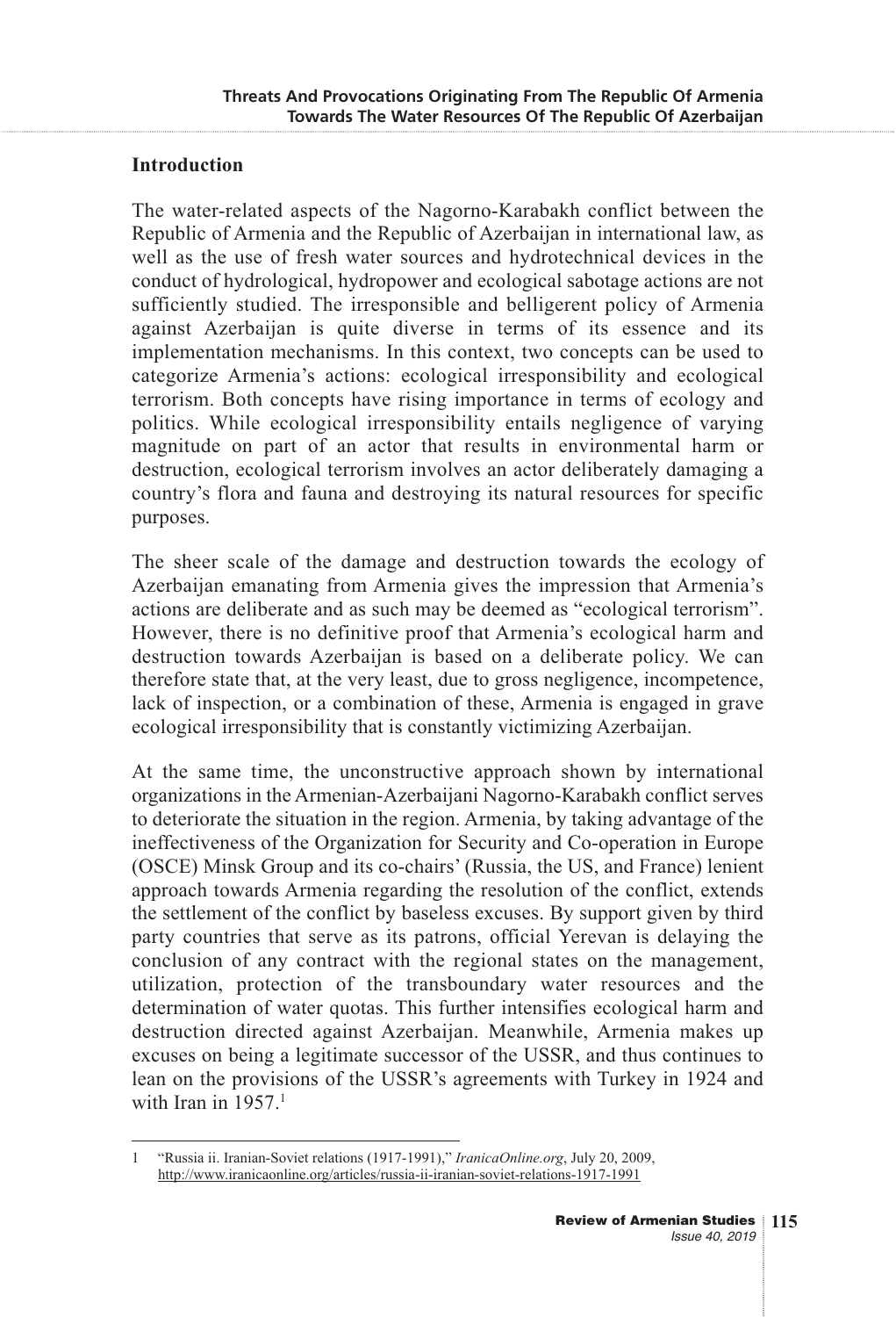## Introduction

The water-related aspects of the Nagorno-Karabakh conflict between the Republic of Armenia and the Republic of Azerbaijan in international law, as well as the use of fresh water sources and hydrotechnical devices in the conduct of hydrological, hydropower and ecological sabotage actions are not sufficiently studied. The irresponsible and belligerent policy of Armenia against Azerbaijan is quite diverse in terms of its essence and its implementation mechanisms. In this context, two concepts can be used to categorize Armenia's actions: ecological irresponsibility and ecological terrorism. Both concepts have rising importance in terms of ecology and politics. While ecological irresponsibility entails negligence of varying magnitude on part of an actor that results in environmental harm or destruction, ecological terrorism involves an actor deliberately damaging a country's flora and fauna and destroying its natural resources for specific purposes.

The sheer scale of the damage and destruction towards the ecology of Azerbaijan emanating from Armenia gives the impression that Armenia's actions are deliberate and as such may be deemed as "ecological terrorism". However, there is no definitive proof that Armenia's ecological harm and destruction towards Azerbaijan is based on a deliberate policy. We can therefore state that, at the very least, due to gross negligence, incompetence, lack of inspection, or a combination of these, Armenia is engaged in grave ecological irresponsibility that is constantly victimizing Azerbaijan.

At the same time, the unconstructive approach shown by international organizations in the Armenian-Azerbaijani Nagorno-Karabakh conflict serves to deteriorate the situation in the region. Armenia, by taking advantage of the ineffectiveness of the Organization for Security and Co-operation in Europe (OSCE) Minsk Group and its co-chairs' (Russia, the US, and France) lenient approach towards Armenia regarding the resolution of the conflict, extends the settlement of the conflict by baseless excuses. By support given by third party countries that serve as its patrons, official Yerevan is delaying the conclusion of any contract with the regional states on the management, utilization, protection of the transboundary water resources and the determination of water quotas. This further intensifies ecological harm and destruction directed against Azerbaijan. Meanwhile, Armenia makes up excuses on being a legitimate successor of the USSR, and thus continues to lean on the provisions of the USSR's agreements with Turkey in 1924 and with Iran in 1957.[1]

---

1 "Russia ii. Iranian-Soviet relations (1917-1991)," *IranicaOnline.org*, July 20, 2009, http://www.iranicaonline.org/articles/russia-ii-iranian-soviet-relations-1917-1991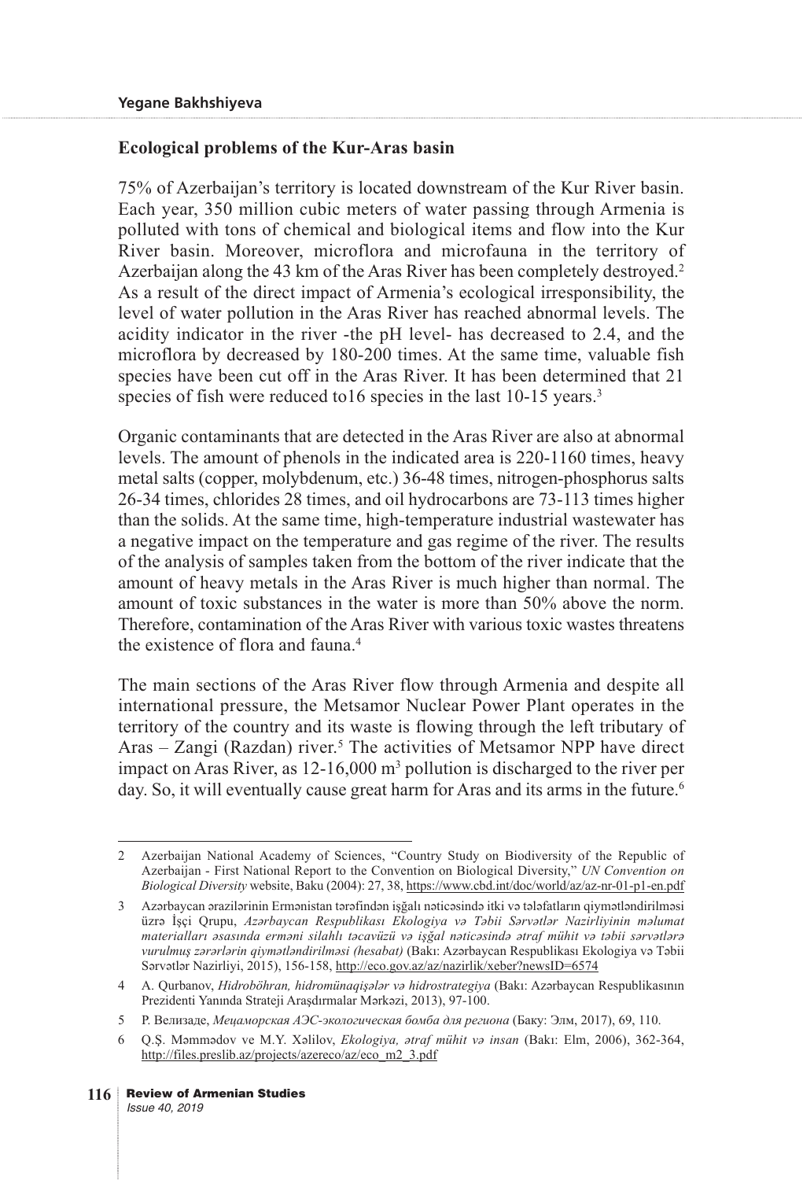**Ecological problems of the Kur-Aras basin**

75% of Azerbaijan's territory is located downstream of the Kur River basin. Each year, 350 million cubic meters of water passing through Armenia is polluted with tons of chemical and biological items and flow into the Kur River basin. Moreover, microflora and microfauna in the territory of Azerbaijan along the 43 km of the Aras River has been completely destroyed.[2] As a result of the direct impact of Armenia's ecological irresponsibility, the level of water pollution in the Aras River has reached abnormal levels. The acidity indicator in the river -the pH level- has decreased to 2.4, and the microflora by decreased by 180-200 times. At the same time, valuable fish species have been cut off in the Aras River. It has been determined that 21 species of fish were reduced to16 species in the last 10-15 years.[3]

Organic contaminants that are detected in the Aras River are also at abnormal levels. The amount of phenols in the indicated area is 220-1160 times, heavy metal salts (copper, molybdenum, etc.) 36-48 times, nitrogen-phosphorus salts 26-34 times, chlorides 28 times, and oil hydrocarbons are 73-113 times higher than the solids. At the same time, high-temperature industrial wastewater has a negative impact on the temperature and gas regime of the river. The results of the analysis of samples taken from the bottom of the river indicate that the amount of heavy metals in the Aras River is much higher than normal. The amount of toxic substances in the water is more than 50% above the norm. Therefore, contamination of the Aras River with various toxic wastes threatens the existence of flora and fauna.[4]

The main sections of the Aras River flow through Armenia and despite all international pressure, the Metsamor Nuclear Power Plant operates in the territory of the country and its waste is flowing through the left tributary of Aras – Zangi (Razdan) river.[5] The activities of Metsamor NPP have direct impact on Aras River, as 12-16,000 $m^3$ pollution is discharged to the river per day. So, it will eventually cause great harm for Aras and its arms in the future.[6]

---

2 Azerbaijan National Academy of Sciences, "Country Study on Biodiversity of the Republic of Azerbaijan - First National Report to the Convention on Biological Diversity," *UN Convention on Biological Diversity* website, Baku (2004): 27, 38, https://www.cbd.int/doc/world/az/az-nr-01-p1-en.pdf

3 Azərbaycan ərazilərinin Ermənistan tərəfindən işğalı nəticəsində itki və tələfatların qiymətləndirilməsi üzrə İşçi Qrupu, *Azərbaycan Respublikası Ekologiya və Təbii Sərvətlər Nazirliyinin məlumat materialları əsasında erməni silahlı təcavüzü və işğal nəticəsində ətraf mühit və təbii sərvətlərə vurulmuş zərərlərin qiymətləndirilməsi (hesabat)* (Bakı: Azərbaycan Respublikası Ekologiya və Təbii Sərvətlər Nazirliyi, 2015), 156-158, http://eco.gov.az/az/nazirlik/xeber?newsID=6574

4 A. Qurbanov, *Hidroböhran, hidromünaqişələr və hidrostrategiya* (Bakı: Azərbaycan Respublikasının Prezidenti Yanında Strateji Araşdırmalar Mərkəzi, 2013), 97-100.

5 Р. Велизаде, *Мецаморская АЭС-экологическая бомба для региона* (Баку: Элм, 2017), 69, 110.

6 Q.Ş. Məmmədov ve M.Y. Xəlilov, *Ekologiya, ətraf mühit və insan* (Bakı: Elm, 2006), 362-364, http://files.preslib.az/projects/azereco/az/eco_m2_3.pdf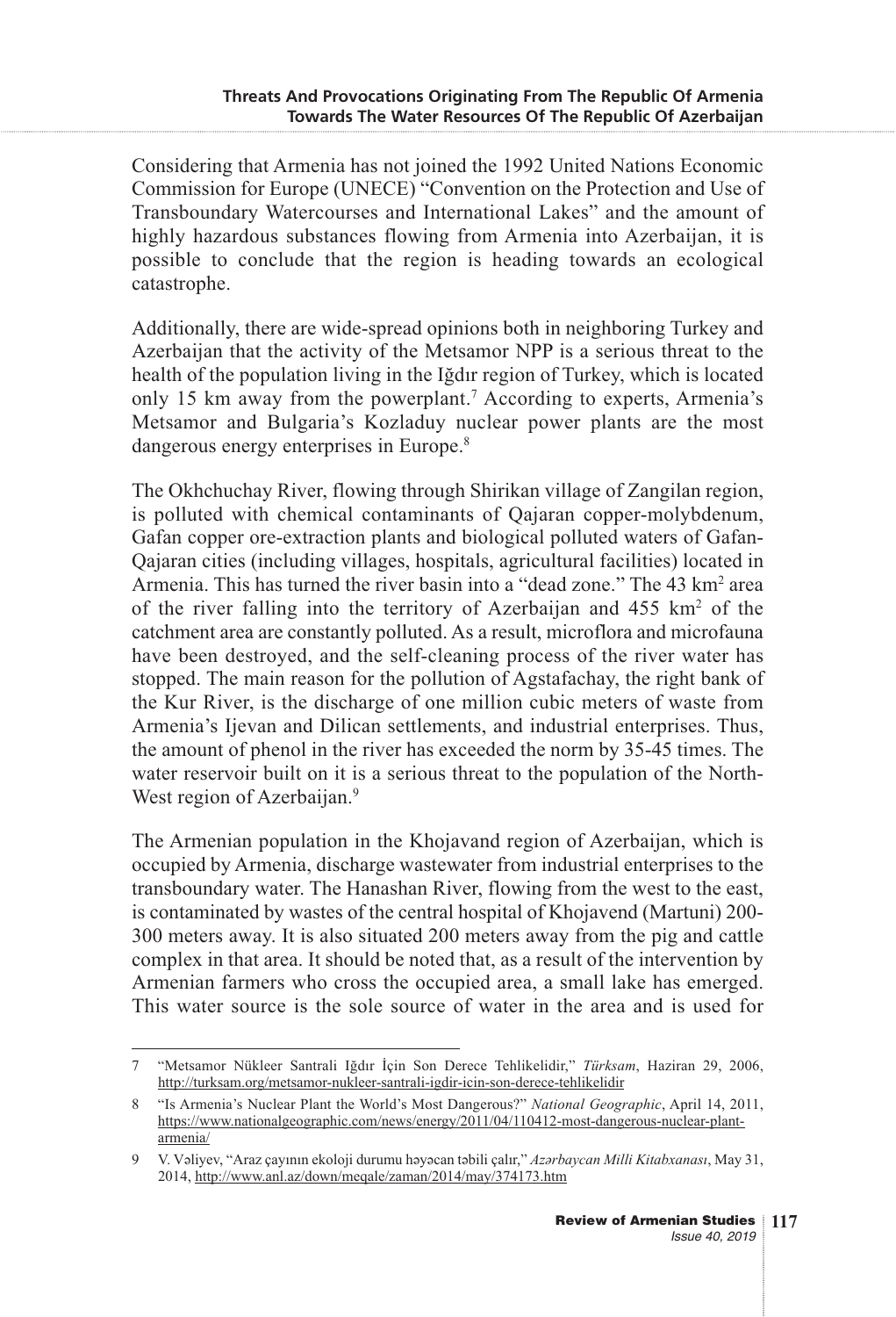Considering that Armenia has not joined the 1992 United Nations Economic Commission for Europe (UNECE) "Convention on the Protection and Use of Transboundary Watercourses and International Lakes" and the amount of highly hazardous substances flowing from Armenia into Azerbaijan, it is possible to conclude that the region is heading towards an ecological catastrophe.

Additionally, there are wide-spread opinions both in neighboring Turkey and Azerbaijan that the activity of the Metsamor NPP is a serious threat to the health of the population living in the Iğdır region of Turkey, which is located only 15 km away from the powerplant.[7] According to experts, Armenia's Metsamor and Bulgaria's Kozladuy nuclear power plants are the most dangerous energy enterprises in Europe.[8]

The Okhchuchay River, flowing through Shirikan village of Zangilan region, is polluted with chemical contaminants of Qajaran copper-molybdenum, Gafan copper ore-extraction plants and biological polluted waters of Gafan-Qajaran cities (including villages, hospitals, agricultural facilities) located in Armenia. This has turned the river basin into a "dead zone." The 43 $km^2$ area of the river falling into the territory of Azerbaijan and 455 $km^2$ of the catchment area are constantly polluted. As a result, microflora and microfauna have been destroyed, and the self-cleaning process of the river water has stopped. The main reason for the pollution of Agstafachay, the right bank of the Kur River, is the discharge of one million cubic meters of waste from Armenia's Ijevan and Dilican settlements, and industrial enterprises. Thus, the amount of phenol in the river has exceeded the norm by 35-45 times. The water reservoir built on it is a serious threat to the population of the North-West region of Azerbaijan.[9]

The Armenian population in the Khojavand region of Azerbaijan, which is occupied by Armenia, discharge wastewater from industrial enterprises to the transboundary water. The Hanashan River, flowing from the west to the east, is contaminated by wastes of the central hospital of Khojavend (Martuni) 200-300 meters away. It is also situated 200 meters away from the pig and cattle complex in that area. It should be noted that, as a result of the intervention by Armenian farmers who cross the occupied area, a small lake has emerged. This water source is the sole source of water in the area and is used for

---

7 "Metsamor Nükleer Santrali Iğdır İçin Son Derece Tehlikelidir," *Türksam*, Haziran 29, 2006, http://turksam.org/metsamor-nukleer-santrali-igdir-icin-son-derece-tehlikelidir

8 "Is Armenia's Nuclear Plant the World's Most Dangerous?" *National Geographic*, April 14, 2011, https://www.nationalgeographic.com/news/energy/2011/04/110412-most-dangerous-nuclear-plant-armenia/

9 V. Vəliyev, "Araz çayının ekoloji durumu həyəcan təbili çalır," *Azərbaycan Milli Kitabxanası*, May 31, 2014, http://www.anl.az/down/meqale/zaman/2014/may/374173.htm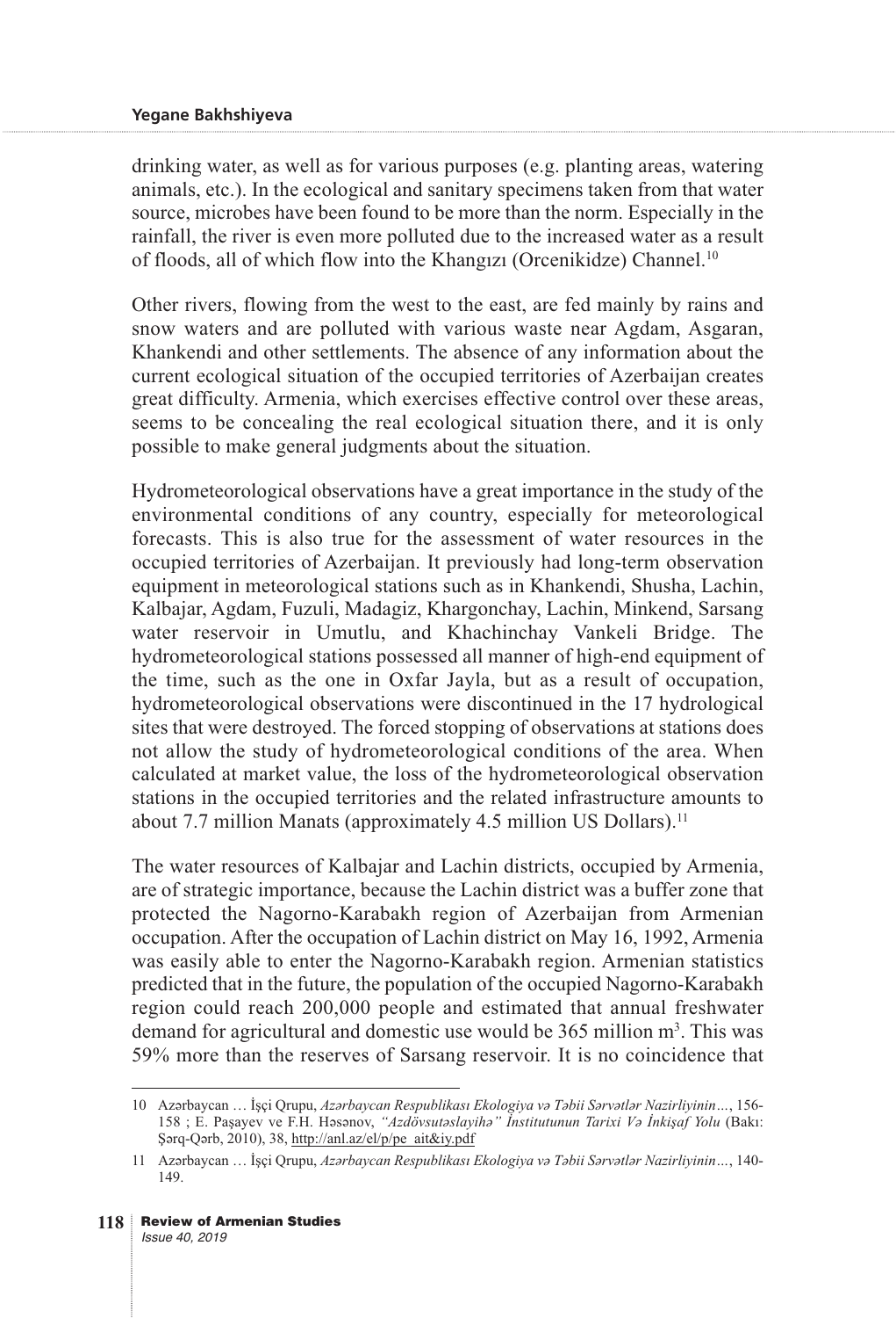drinking water, as well as for various purposes (e.g. planting areas, watering animals, etc.). In the ecological and sanitary specimens taken from that water source, microbes have been found to be more than the norm. Especially in the rainfall, the river is even more polluted due to the increased water as a result of floods, all of which flow into the Khangızı (Orcenikidze) Channel.[10]

Other rivers, flowing from the west to the east, are fed mainly by rains and snow waters and are polluted with various waste near Agdam, Asgaran, Khankendi and other settlements. The absence of any information about the current ecological situation of the occupied territories of Azerbaijan creates great difficulty. Armenia, which exercises effective control over these areas, seems to be concealing the real ecological situation there, and it is only possible to make general judgments about the situation.

Hydrometeorological observations have a great importance in the study of the environmental conditions of any country, especially for meteorological forecasts. This is also true for the assessment of water resources in the occupied territories of Azerbaijan. It previously had long-term observation equipment in meteorological stations such as in Khankendi, Shusha, Lachin, Kalbajar, Agdam, Fuzuli, Madagiz, Khargonchay, Lachin, Minkend, Sarsang water reservoir in Umutlu, and Khachinchay Vankeli Bridge. The hydrometeorological stations possessed all manner of high-end equipment of the time, such as the one in Oxfar Jayla, but as a result of occupation, hydrometeorological observations were discontinued in the 17 hydrological sites that were destroyed. The forced stopping of observations at stations does not allow the study of hydrometeorological conditions of the area. When calculated at market value, the loss of the hydrometeorological observation stations in the occupied territories and the related infrastructure amounts to about 7.7 million Manats (approximately 4.5 million US Dollars).[11]

The water resources of Kalbajar and Lachin districts, occupied by Armenia, are of strategic importance, because the Lachin district was a buffer zone that protected the Nagorno-Karabakh region of Azerbaijan from Armenian occupation. After the occupation of Lachin district on May 16, 1992, Armenia was easily able to enter the Nagorno-Karabakh region. Armenian statistics predicted that in the future, the population of the occupied Nagorno-Karabakh region could reach 200,000 people and estimated that annual freshwater demand for agricultural and domestic use would be 365 million $m^3$. This was 59% more than the reserves of Sarsang reservoir. It is no coincidence that

---

10 Azərbaycan … İşçi Qrupu, *Azərbaycan Respublikası Ekologiya və Təbii Sərvətlər Nazirliyinin…*, 156-158 ; E. Paşayev ve F.H. Həsənov, *"Azdövsutəslayihə" İnstitutunun Tarixi Və İnkişaf Yolu* (Bakı: Şərq-Qərb, 2010), 38, http://anl.az/el/p/pe_ait&iy.pdf

11 Azərbaycan … İşçi Qrupu, *Azərbaycan Respublikası Ekologiya və Təbii Sərvətlər Nazirliyinin…*, 140-149.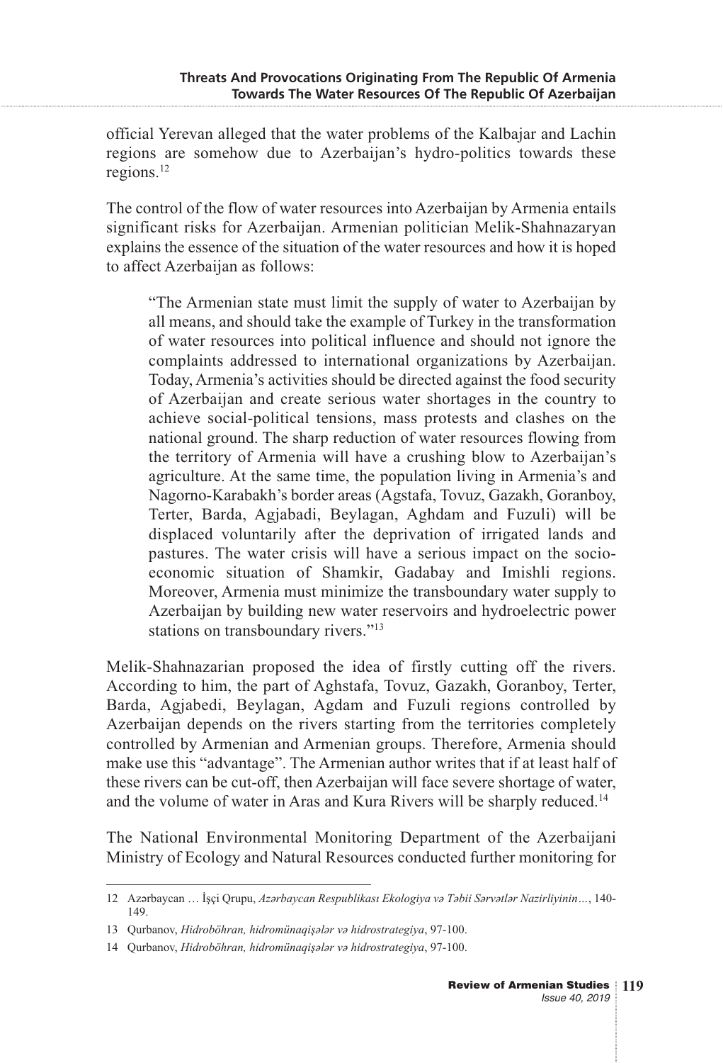official Yerevan alleged that the water problems of the Kalbajar and Lachin regions are somehow due to Azerbaijan's hydro-politics towards these regions.[12]

The control of the flow of water resources into Azerbaijan by Armenia entails significant risks for Azerbaijan. Armenian politician Melik-Shahnazaryan explains the essence of the situation of the water resources and how it is hoped to affect Azerbaijan as follows:

> "The Armenian state must limit the supply of water to Azerbaijan by all means, and should take the example of Turkey in the transformation of water resources into political influence and should not ignore the complaints addressed to international organizations by Azerbaijan. Today, Armenia's activities should be directed against the food security of Azerbaijan and create serious water shortages in the country to achieve social-political tensions, mass protests and clashes on the national ground. The sharp reduction of water resources flowing from the territory of Armenia will have a crushing blow to Azerbaijan's agriculture. At the same time, the population living in Armenia's and Nagorno-Karabakh's border areas (Agstafa, Tovuz, Gazakh, Goranboy, Terter, Barda, Agjabadi, Beylagan, Aghdam and Fuzuli) will be displaced voluntarily after the deprivation of irrigated lands and pastures. The water crisis will have a serious impact on the socio-economic situation of Shamkir, Gadabay and Imishli regions. Moreover, Armenia must minimize the transboundary water supply to Azerbaijan by building new water reservoirs and hydroelectric power stations on transboundary rivers."[13]

Melik-Shahnazarian proposed the idea of firstly cutting off the rivers. According to him, the part of Aghstafa, Tovuz, Gazakh, Goranboy, Terter, Barda, Agjabedi, Beylagan, Agdam and Fuzuli regions controlled by Azerbaijan depends on the rivers starting from the territories completely controlled by Armenian and Armenian groups. Therefore, Armenia should make use this "advantage". The Armenian author writes that if at least half of these rivers can be cut-off, then Azerbaijan will face severe shortage of water, and the volume of water in Aras and Kura Rivers will be sharply reduced.[14]

The National Environmental Monitoring Department of the Azerbaijani Ministry of Ecology and Natural Resources conducted further monitoring for

---

12 Azərbaycan … İşçi Qrupu, *Azərbaycan Respublikası Ekologiya və Təbii Sərvətlər Nazirliyinin…*, 140-149.

13 Qurbanov, *Hidroböhran, hidromünaqişələr və hidrostrategiya*, 97-100.

14 Qurbanov, *Hidroböhran, hidromünaqişələr və hidrostrategiya*, 97-100.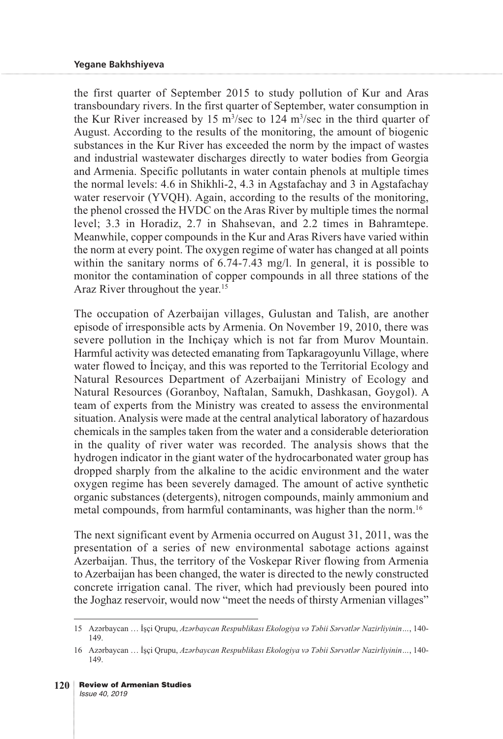the first quarter of September 2015 to study pollution of Kur and Aras transboundary rivers. In the first quarter of September, water consumption in the Kur River increased by 15 $m^3$/sec to 124 $m^3$/sec in the third quarter of August. According to the results of the monitoring, the amount of biogenic substances in the Kur River has exceeded the norm by the impact of wastes and industrial wastewater discharges directly to water bodies from Georgia and Armenia. Specific pollutants in water contain phenols at multiple times the normal levels: 4.6 in Shikhli-2, 4.3 in Agstafachay and 3 in Agstafachay water reservoir (YVQH). Again, according to the results of the monitoring, the phenol crossed the HVDC on the Aras River by multiple times the normal level; 3.3 in Horadiz, 2.7 in Shahsevan, and 2.2 times in Bahramtepe. Meanwhile, copper compounds in the Kur and Aras Rivers have varied within the norm at every point. The oxygen regime of water has changed at all points within the sanitary norms of 6.74-7.43 mg/l. In general, it is possible to monitor the contamination of copper compounds in all three stations of the Araz River throughout the year.[15]

The occupation of Azerbaijan villages, Gulustan and Talish, are another episode of irresponsible acts by Armenia. On November 19, 2010, there was severe pollution in the Inchiçay which is not far from Murov Mountain. Harmful activity was detected emanating from Tapkaragoyunlu Village, where water flowed to İnciçay, and this was reported to the Territorial Ecology and Natural Resources Department of Azerbaijani Ministry of Ecology and Natural Resources (Goranboy, Naftalan, Samukh, Dashkasan, Goygol). A team of experts from the Ministry was created to assess the environmental situation. Analysis were made at the central analytical laboratory of hazardous chemicals in the samples taken from the water and a considerable deterioration in the quality of river water was recorded. The analysis shows that the hydrogen indicator in the giant water of the hydrocarbonated water group has dropped sharply from the alkaline to the acidic environment and the water oxygen regime has been severely damaged. The amount of active synthetic organic substances (detergents), nitrogen compounds, mainly ammonium and metal compounds, from harmful contaminants, was higher than the norm.[16]

The next significant event by Armenia occurred on August 31, 2011, was the presentation of a series of new environmental sabotage actions against Azerbaijan. Thus, the territory of the Voskepar River flowing from Armenia to Azerbaijan has been changed, the water is directed to the newly constructed concrete irrigation canal. The river, which had previously been poured into the Joghaz reservoir, would now "meet the needs of thirsty Armenian villages"

---

15 Azərbaycan … İşçi Qrupu, *Azərbaycan Respublikası Ekologiya və Təbii Sərvətlər Nazirliyinin…*, 140-149.

16 Azərbaycan … İşçi Qrupu, *Azərbaycan Respublikası Ekologiya və Təbii Sərvətlər Nazirliyinin…*, 140-149.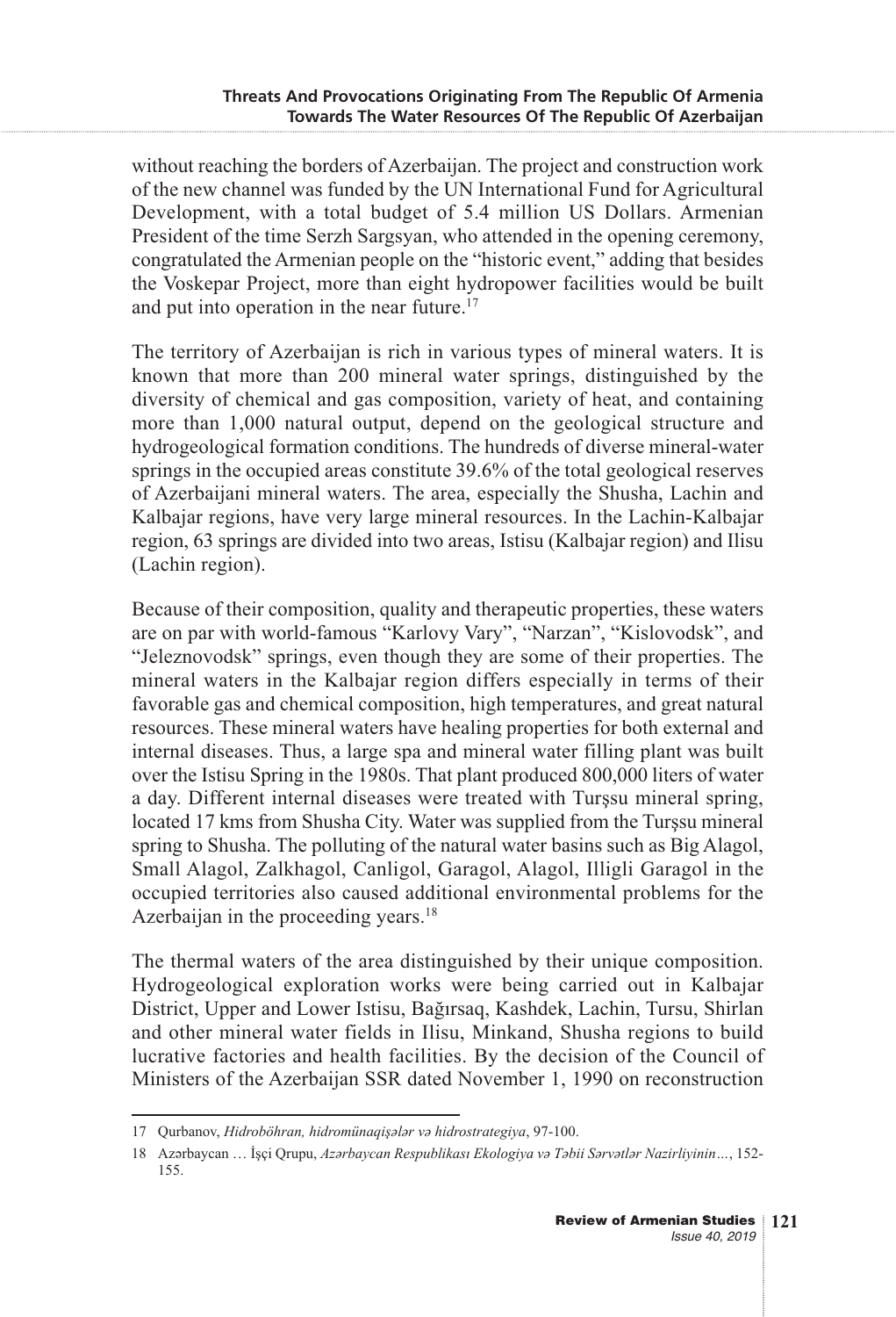without reaching the borders of Azerbaijan. The project and construction work of the new channel was funded by the UN International Fund for Agricultural Development, with a total budget of 5.4 million US Dollars. Armenian President of the time Serzh Sargsyan, who attended in the opening ceremony, congratulated the Armenian people on the "historic event," adding that besides the Voskepar Project, more than eight hydropower facilities would be built and put into operation in the near future.[17]

The territory of Azerbaijan is rich in various types of mineral waters. It is known that more than 200 mineral water springs, distinguished by the diversity of chemical and gas composition, variety of heat, and containing more than 1,000 natural output, depend on the geological structure and hydrogeological formation conditions. The hundreds of diverse mineral-water springs in the occupied areas constitute 39.6% of the total geological reserves of Azerbaijani mineral waters. The area, especially the Shusha, Lachin and Kalbajar regions, have very large mineral resources. In the Lachin-Kalbajar region, 63 springs are divided into two areas, Istisu (Kalbajar region) and Ilisu (Lachin region).

Because of their composition, quality and therapeutic properties, these waters are on par with world-famous "Karlovy Vary", "Narzan", "Kislovodsk", and "Jeleznovodsk" springs, even though they are some of their properties. The mineral waters in the Kalbajar region differs especially in terms of their favorable gas and chemical composition, high temperatures, and great natural resources. These mineral waters have healing properties for both external and internal diseases. Thus, a large spa and mineral water filling plant was built over the Istisu Spring in the 1980s. That plant produced 800,000 liters of water a day. Different internal diseases were treated with Turşsu mineral spring, located 17 kms from Shusha City. Water was supplied from the Turşsu mineral spring to Shusha. The polluting of the natural water basins such as Big Alagol, Small Alagol, Zalkhagol, Canligol, Garagol, Alagol, Illigli Garagol in the occupied territories also caused additional environmental problems for the Azerbaijan in the proceeding years.[18]

The thermal waters of the area distinguished by their unique composition. Hydrogeological exploration works were being carried out in Kalbajar District, Upper and Lower Istisu, Bağırsaq, Kashdek, Lachin, Tursu, Shirlan and other mineral water fields in Ilisu, Minkand, Shusha regions to build lucrative factories and health facilities. By the decision of the Council of Ministers of the Azerbaijan SSR dated November 1, 1990 on reconstruction

---

17 Qurbanov, *Hidroböhran, hidromünaqişələr və hidrostrategiya*, 97-100.

18 Azərbaycan … İşçi Qrupu, *Azərbaycan Respublikası Ekologiya və Təbii Sərvətlər Nazirliyinin…*, 152-155.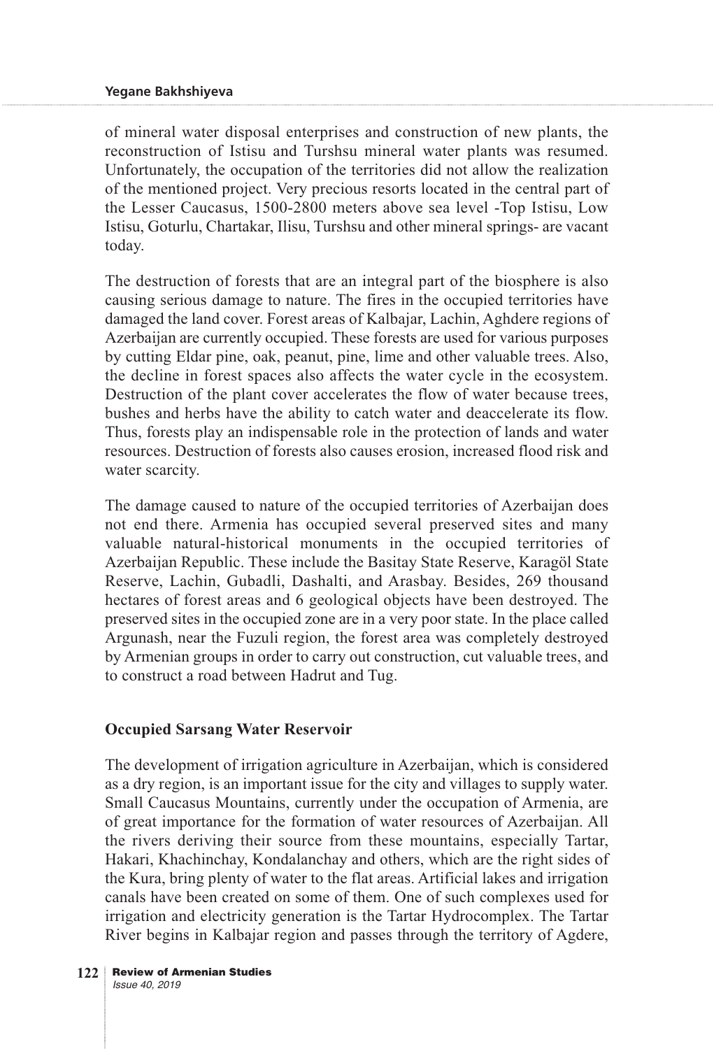of mineral water disposal enterprises and construction of new plants, the reconstruction of Istisu and Turshsu mineral water plants was resumed. Unfortunately, the occupation of the territories did not allow the realization of the mentioned project. Very precious resorts located in the central part of the Lesser Caucasus, 1500-2800 meters above sea level -Top Istisu, Low Istisu, Goturlu, Chartakar, Ilisu, Turshsu and other mineral springs- are vacant today.

The destruction of forests that are an integral part of the biosphere is also causing serious damage to nature. The fires in the occupied territories have damaged the land cover. Forest areas of Kalbajar, Lachin, Aghdere regions of Azerbaijan are currently occupied. These forests are used for various purposes by cutting Eldar pine, oak, peanut, pine, lime and other valuable trees. Also, the decline in forest spaces also affects the water cycle in the ecosystem. Destruction of the plant cover accelerates the flow of water because trees, bushes and herbs have the ability to catch water and deaccelerate its flow. Thus, forests play an indispensable role in the protection of lands and water resources. Destruction of forests also causes erosion, increased flood risk and water scarcity.

The damage caused to nature of the occupied territories of Azerbaijan does not end there. Armenia has occupied several preserved sites and many valuable natural-historical monuments in the occupied territories of Azerbaijan Republic. These include the Basitay State Reserve, Karagöl State Reserve, Lachin, Gubadli, Dashalti, and Arasbay. Besides, 269 thousand hectares of forest areas and 6 geological objects have been destroyed. The preserved sites in the occupied zone are in a very poor state. In the place called Argunash, near the Fuzuli region, the forest area was completely destroyed by Armenian groups in order to carry out construction, cut valuable trees, and to construct a road between Hadrut and Tug.

## Occupied Sarsang Water Reservoir

The development of irrigation agriculture in Azerbaijan, which is considered as a dry region, is an important issue for the city and villages to supply water. Small Caucasus Mountains, currently under the occupation of Armenia, are of great importance for the formation of water resources of Azerbaijan. All the rivers deriving their source from these mountains, especially Tartar, Hakari, Khachinchay, Kondalanchay and others, which are the right sides of the Kura, bring plenty of water to the flat areas. Artificial lakes and irrigation canals have been created on some of them. One of such complexes used for irrigation and electricity generation is the Tartar Hydrocomplex. The Tartar River begins in Kalbajar region and passes through the territory of Agdere,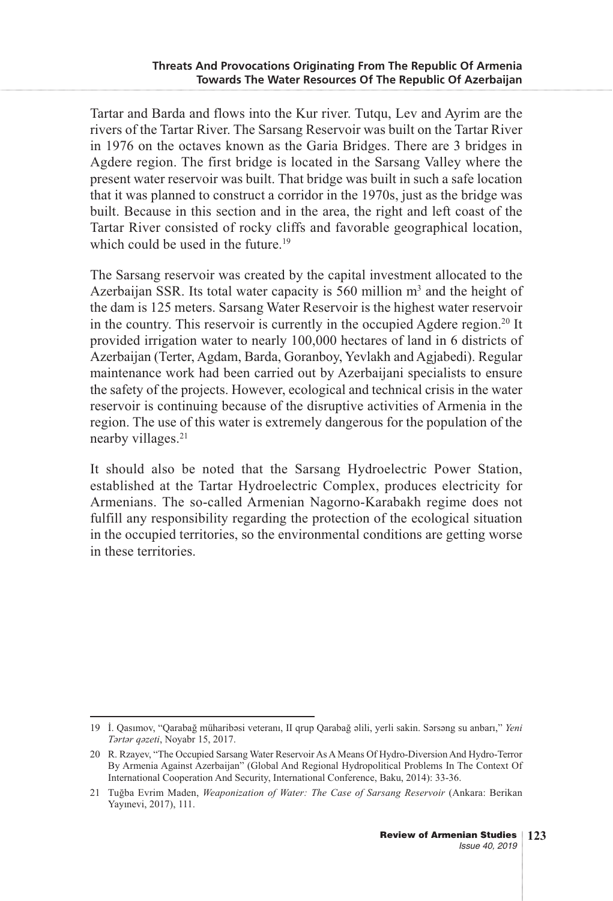Tartar and Barda and flows into the Kur river. Tutqu, Lev and Ayrim are the rivers of the Tartar River. The Sarsang Reservoir was built on the Tartar River in 1976 on the octaves known as the Garia Bridges. There are 3 bridges in Agdere region. The first bridge is located in the Sarsang Valley where the present water reservoir was built. That bridge was built in such a safe location that it was planned to construct a corridor in the 1970s, just as the bridge was built. Because in this section and in the area, the right and left coast of the Tartar River consisted of rocky cliffs and favorable geographical location, which could be used in the future.[19]

The Sarsang reservoir was created by the capital investment allocated to the Azerbaijan SSR. Its total water capacity is 560 million $m^3$ and the height of the dam is 125 meters. Sarsang Water Reservoir is the highest water reservoir in the country. This reservoir is currently in the occupied Agdere region.[20] It provided irrigation water to nearly 100,000 hectares of land in 6 districts of Azerbaijan (Terter, Agdam, Barda, Goranboy, Yevlakh and Agjabedi). Regular maintenance work had been carried out by Azerbaijani specialists to ensure the safety of the projects. However, ecological and technical crisis in the water reservoir is continuing because of the disruptive activities of Armenia in the region. The use of this water is extremely dangerous for the population of the nearby villages.[21]

It should also be noted that the Sarsang Hydroelectric Power Station, established at the Tartar Hydroelectric Complex, produces electricity for Armenians. The so-called Armenian Nagorno-Karabakh regime does not fulfill any responsibility regarding the protection of the ecological situation in the occupied territories, so the environmental conditions are getting worse in these territories.

---

19 İ. Qasımov, "Qarabağ müharibəsi veteranı, II qrup Qarabağ əlili, yerli sakin. Sərsəng su anbarı," *Yeni Tərtər qəzeti*, Noyabr 15, 2017.

20 R. Rzayev, "The Occupied Sarsang Water Reservoir As A Means Of Hydro-Diversion And Hydro-Terror By Armenia Against Azerbaijan" (Global And Regional Hydropolitical Problems In The Context Of International Cooperation And Security, International Conference, Baku, 2014): 33-36.

21 Tuğba Evrim Maden, *Weaponization of Water: The Case of Sarsang Reservoir* (Ankara: Berikan Yayınevi, 2017), 111.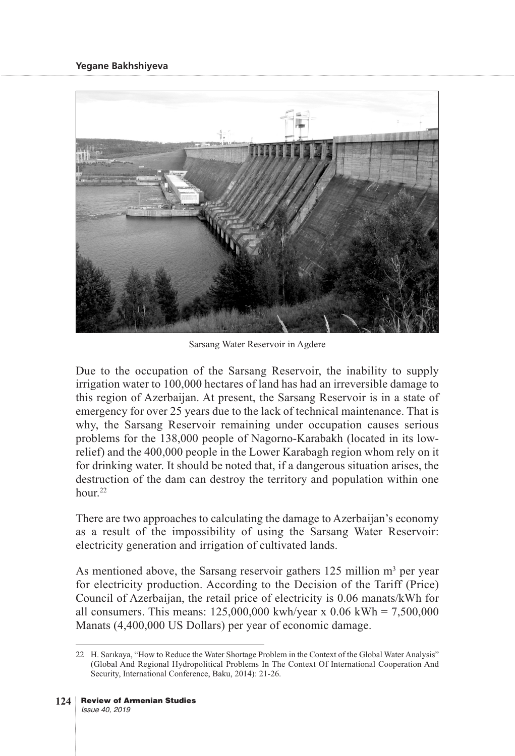Sarsang Water Reservoir in Agdere

Due to the occupation of the Sarsang Reservoir, the inability to supply irrigation water to 100,000 hectares of land has had an irreversible damage to this region of Azerbaijan. At present, the Sarsang Reservoir is in a state of emergency for over 25 years due to the lack of technical maintenance. That is why, the Sarsang Reservoir remaining under occupation causes serious problems for the 138,000 people of Nagorno-Karabakh (located in its low-relief) and the 400,000 people in the Lower Karabagh region whom rely on it for drinking water. It should be noted that, if a dangerous situation arises, the destruction of the dam can destroy the territory and population within one hour.[22]

There are two approaches to calculating the damage to Azerbaijan's economy as a result of the impossibility of using the Sarsang Water Reservoir: electricity generation and irrigation of cultivated lands.

As mentioned above, the Sarsang reservoir gathers 125 million $m^3$ per year for electricity production. According to the Decision of the Tariff (Price) Council of Azerbaijan, the retail price of electricity is 0.06 manats/kWh for all consumers. This means: 125,000,000 kwh/year x 0.06 kWh = 7,500,000 Manats (4,400,000 US Dollars) per year of economic damage.

---

22 H. Sarıkaya, "How to Reduce the Water Shortage Problem in the Context of the Global Water Analysis" (Global And Regional Hydropolitical Problems In The Context Of International Cooperation And Security, International Conference, Baku, 2014): 21-26.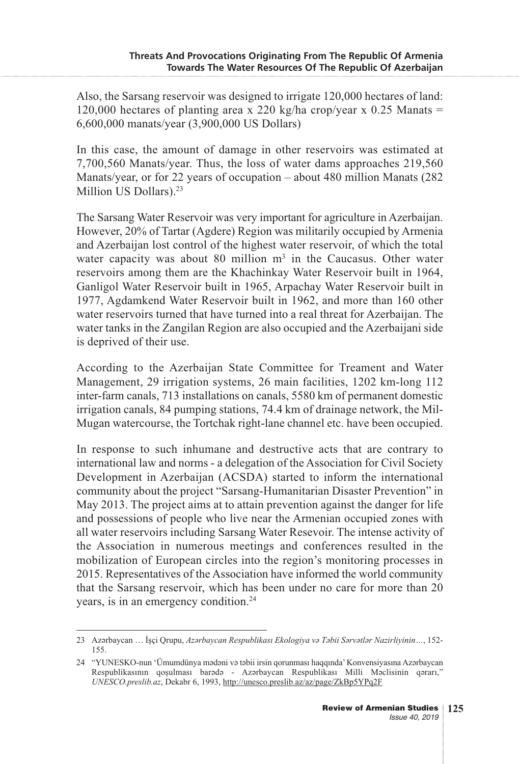Also, the Sarsang reservoir was designed to irrigate 120,000 hectares of land: 120,000 hectares of planting area x 220 kg/ha crop/year x 0.25 Manats = 6,600,000 manats/year (3,900,000 US Dollars)

In this case, the amount of damage in other reservoirs was estimated at 7,700,560 Manats/year. Thus, the loss of water dams approaches 219,560 Manats/year, or for 22 years of occupation – about 480 million Manats (282 Million US Dollars).[23]

The Sarsang Water Reservoir was very important for agriculture in Azerbaijan. However, 20% of Tartar (Agdere) Region was militarily occupied by Armenia and Azerbaijan lost control of the highest water reservoir, of which the total water capacity was about 80 million $m^3$ in the Caucasus. Other water reservoirs among them are the Khachinkay Water Reservoir built in 1964, Ganligol Water Reservoir built in 1965, Arpachay Water Reservoir built in 1977, Agdamkend Water Reservoir built in 1962, and more than 160 other water reservoirs turned that have turned into a real threat for Azerbaijan. The water tanks in the Zangilan Region are also occupied and the Azerbaijani side is deprived of their use.

According to the Azerbaijan State Committee for Treament and Water Management, 29 irrigation systems, 26 main facilities, 1202 km-long 112 inter-farm canals, 713 installations on canals, 5580 km of permanent domestic irrigation canals, 84 pumping stations, 74.4 km of drainage network, the Mil-Mugan watercourse, the Tortchak right-lane channel etc. have been occupied.

In response to such inhumane and destructive acts that are contrary to international law and norms - a delegation of the Association for Civil Society Development in Azerbaijan (ACSDA) started to inform the international community about the project "Sarsang-Humanitarian Disaster Prevention" in May 2013. The project aims at to attain prevention against the danger for life and possessions of people who live near the Armenian occupied zones with all water reservoirs including Sarsang Water Resevoir. The intense activity of the Association in numerous meetings and conferences resulted in the mobilization of European circles into the region's monitoring processes in 2015. Representatives of the Association have informed the world community that the Sarsang reservoir, which has been under no care for more than 20 years, is in an emergency condition.[24]

---

23 Azərbaycan … İşçi Qrupu, *Azərbaycan Respublikası Ekologiya və Təbii Sərvətlər Nazirliyinin…*, 152-155.

24 "YUNESKO-nun 'Ümumdünya mədəni və təbii irsin qorunması haqqında' Konvensiyasına Azərbaycan Respublikasının qoşulması barədə - Azərbaycan Respublikası Milli Məclisinin qərarı," *UNESCO.preslib.az*, Dekabr 6, 1993, http://unesco.preslib.az/az/page/ZkBp5YPq2F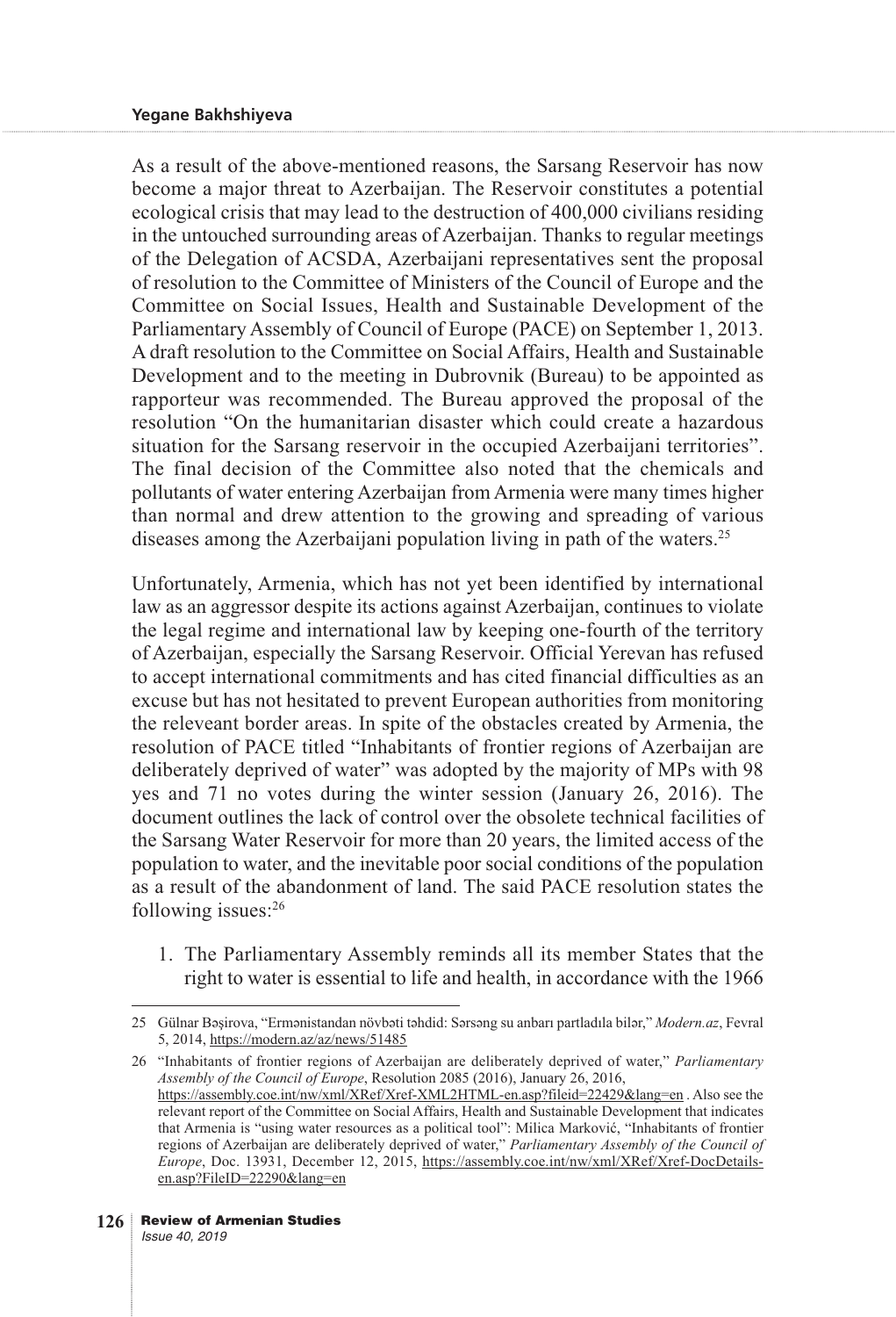As a result of the above-mentioned reasons, the Sarsang Reservoir has now become a major threat to Azerbaijan. The Reservoir constitutes a potential ecological crisis that may lead to the destruction of 400,000 civilians residing in the untouched surrounding areas of Azerbaijan. Thanks to regular meetings of the Delegation of ACSDA, Azerbaijani representatives sent the proposal of resolution to the Committee of Ministers of the Council of Europe and the Committee on Social Issues, Health and Sustainable Development of the Parliamentary Assembly of Council of Europe (PACE) on September 1, 2013. A draft resolution to the Committee on Social Affairs, Health and Sustainable Development and to the meeting in Dubrovnik (Bureau) to be appointed as rapporteur was recommended. The Bureau approved the proposal of the resolution "On the humanitarian disaster which could create a hazardous situation for the Sarsang reservoir in the occupied Azerbaijani territories". The final decision of the Committee also noted that the chemicals and pollutants of water entering Azerbaijan from Armenia were many times higher than normal and drew attention to the growing and spreading of various diseases among the Azerbaijani population living in path of the waters.[25]

Unfortunately, Armenia, which has not yet been identified by international law as an aggressor despite its actions against Azerbaijan, continues to violate the legal regime and international law by keeping one-fourth of the territory of Azerbaijan, especially the Sarsang Reservoir. Official Yerevan has refused to accept international commitments and has cited financial difficulties as an excuse but has not hesitated to prevent European authorities from monitoring the releveant border areas. In spite of the obstacles created by Armenia, the resolution of PACE titled "Inhabitants of frontier regions of Azerbaijan are deliberately deprived of water" was adopted by the majority of MPs with 98 yes and 71 no votes during the winter session (January 26, 2016). The document outlines the lack of control over the obsolete technical facilities of the Sarsang Water Reservoir for more than 20 years, the limited access of the population to water, and the inevitable poor social conditions of the population as a result of the abandonment of land. The said PACE resolution states the following issues:[26]

1. The Parliamentary Assembly reminds all its member States that the right to water is essential to life and health, in accordance with the 1966

---

25 Gülnar Bəşirova, "Ermənistandan növbəti təhdid: Sərsəng su anbarı partladıla bilər," *Modern.az*, Fevral 5, 2014, https://modern.az/az/news/51485

26 "Inhabitants of frontier regions of Azerbaijan are deliberately deprived of water," *Parliamentary Assembly of the Council of Europe*, Resolution 2085 (2016), January 26, 2016, https://assembly.coe.int/nw/xml/XRef/Xref-XML2HTML-en.asp?fileid=22429&lang=en . Also see the relevant report of the Committee on Social Affairs, Health and Sustainable Development that indicates that Armenia is "using water resources as a political tool": Milica Marković, "Inhabitants of frontier regions of Azerbaijan are deliberately deprived of water," *Parliamentary Assembly of the Council of Europe*, Doc. 13931, December 12, 2015, https://assembly.coe.int/nw/xml/XRef/Xref-DocDetails-en.asp?FileID=22290&lang=en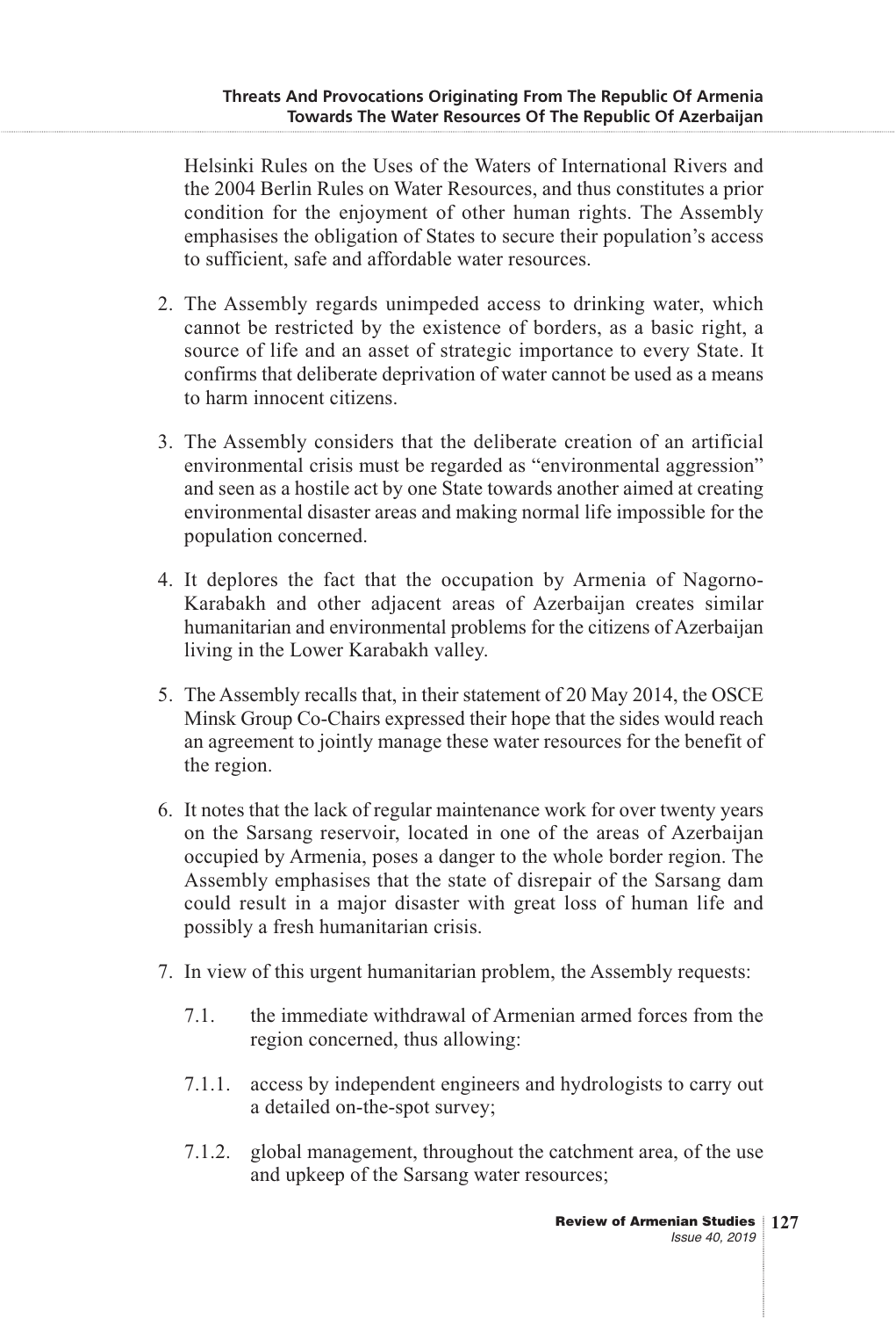Helsinki Rules on the Uses of the Waters of International Rivers and the 2004 Berlin Rules on Water Resources, and thus constitutes a prior condition for the enjoyment of other human rights. The Assembly emphasises the obligation of States to secure their population's access to sufficient, safe and affordable water resources.

2. The Assembly regards unimpeded access to drinking water, which cannot be restricted by the existence of borders, as a basic right, a source of life and an asset of strategic importance to every State. It confirms that deliberate deprivation of water cannot be used as a means to harm innocent citizens.

3. The Assembly considers that the deliberate creation of an artificial environmental crisis must be regarded as "environmental aggression" and seen as a hostile act by one State towards another aimed at creating environmental disaster areas and making normal life impossible for the population concerned.

4. It deplores the fact that the occupation by Armenia of Nagorno-Karabakh and other adjacent areas of Azerbaijan creates similar humanitarian and environmental problems for the citizens of Azerbaijan living in the Lower Karabakh valley.

5. The Assembly recalls that, in their statement of 20 May 2014, the OSCE Minsk Group Co-Chairs expressed their hope that the sides would reach an agreement to jointly manage these water resources for the benefit of the region.

6. It notes that the lack of regular maintenance work for over twenty years on the Sarsang reservoir, located in one of the areas of Azerbaijan occupied by Armenia, poses a danger to the whole border region. The Assembly emphasises that the state of disrepair of the Sarsang dam could result in a major disaster with great loss of human life and possibly a fresh humanitarian crisis.

7. In view of this urgent humanitarian problem, the Assembly requests:

   7.1. the immediate withdrawal of Armenian armed forces from the region concerned, thus allowing:

   7.1.1. access by independent engineers and hydrologists to carry out a detailed on-the-spot survey;

   7.1.2. global management, throughout the catchment area, of the use and upkeep of the Sarsang water resources;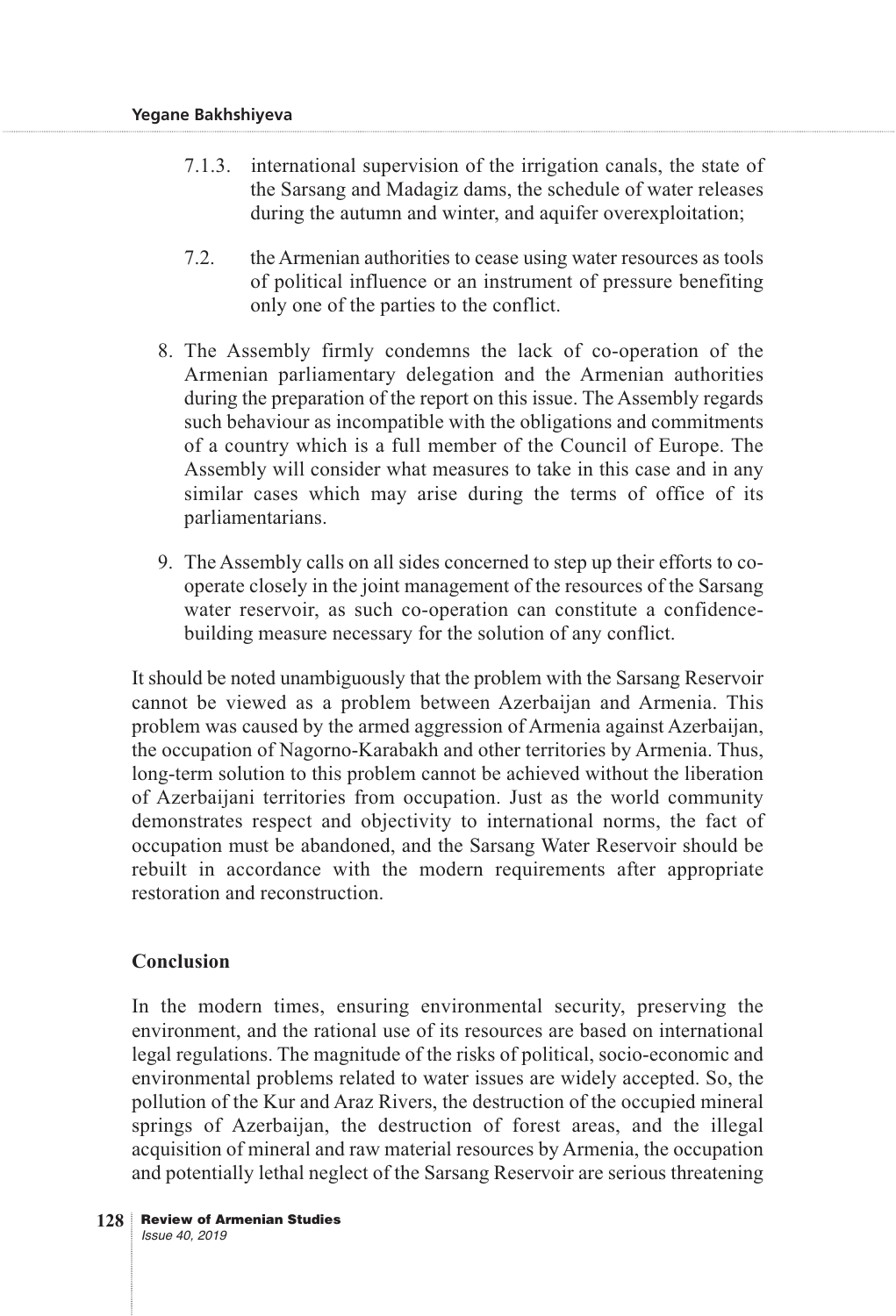7.1.3. international supervision of the irrigation canals, the state of the Sarsang and Madagiz dams, the schedule of water releases during the autumn and winter, and aquifer overexploitation;

7.2. the Armenian authorities to cease using water resources as tools of political influence or an instrument of pressure benefiting only one of the parties to the conflict.

8. The Assembly firmly condemns the lack of co-operation of the Armenian parliamentary delegation and the Armenian authorities during the preparation of the report on this issue. The Assembly regards such behaviour as incompatible with the obligations and commitments of a country which is a full member of the Council of Europe. The Assembly will consider what measures to take in this case and in any similar cases which may arise during the terms of office of its parliamentarians.

9. The Assembly calls on all sides concerned to step up their efforts to co-operate closely in the joint management of the resources of the Sarsang water reservoir, as such co-operation can constitute a confidence-building measure necessary for the solution of any conflict.

It should be noted unambiguously that the problem with the Sarsang Reservoir cannot be viewed as a problem between Azerbaijan and Armenia. This problem was caused by the armed aggression of Armenia against Azerbaijan, the occupation of Nagorno-Karabakh and other territories by Armenia. Thus, long-term solution to this problem cannot be achieved without the liberation of Azerbaijani territories from occupation. Just as the world community demonstrates respect and objectivity to international norms, the fact of occupation must be abandoned, and the Sarsang Water Reservoir should be rebuilt in accordance with the modern requirements after appropriate restoration and reconstruction.

## Conclusion

In the modern times, ensuring environmental security, preserving the environment, and the rational use of its resources are based on international legal regulations. The magnitude of the risks of political, socio-economic and environmental problems related to water issues are widely accepted. So, the pollution of the Kur and Araz Rivers, the destruction of the occupied mineral springs of Azerbaijan, the destruction of forest areas, and the illegal acquisition of mineral and raw material resources by Armenia, the occupation and potentially lethal neglect of the Sarsang Reservoir are serious threatening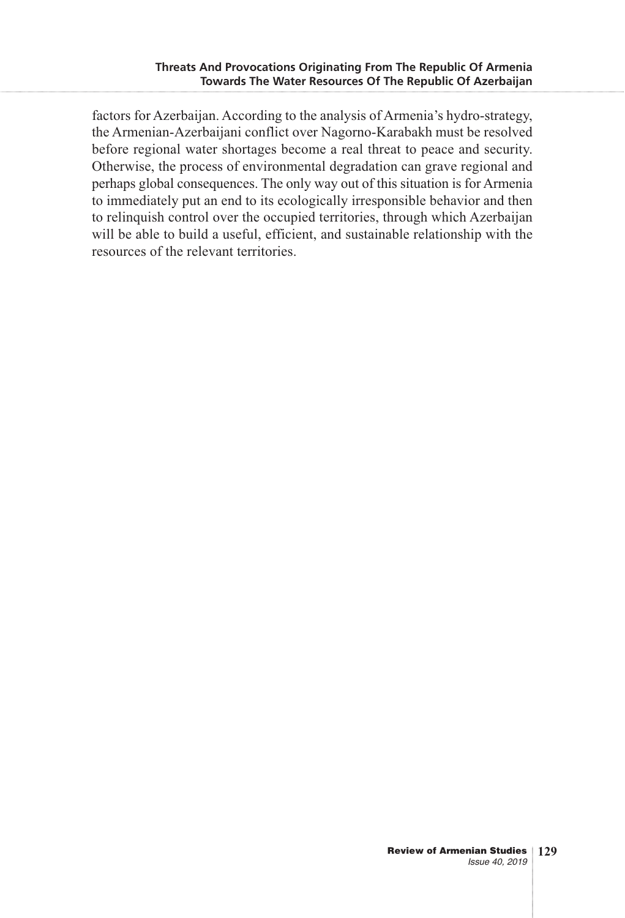factors for Azerbaijan. According to the analysis of Armenia's hydro-strategy, the Armenian-Azerbaijani conflict over Nagorno-Karabakh must be resolved before regional water shortages become a real threat to peace and security. Otherwise, the process of environmental degradation can grave regional and perhaps global consequences. The only way out of this situation is for Armenia to immediately put an end to its ecologically irresponsible behavior and then to relinquish control over the occupied territories, through which Azerbaijan will be able to build a useful, efficient, and sustainable relationship with the resources of the relevant territories.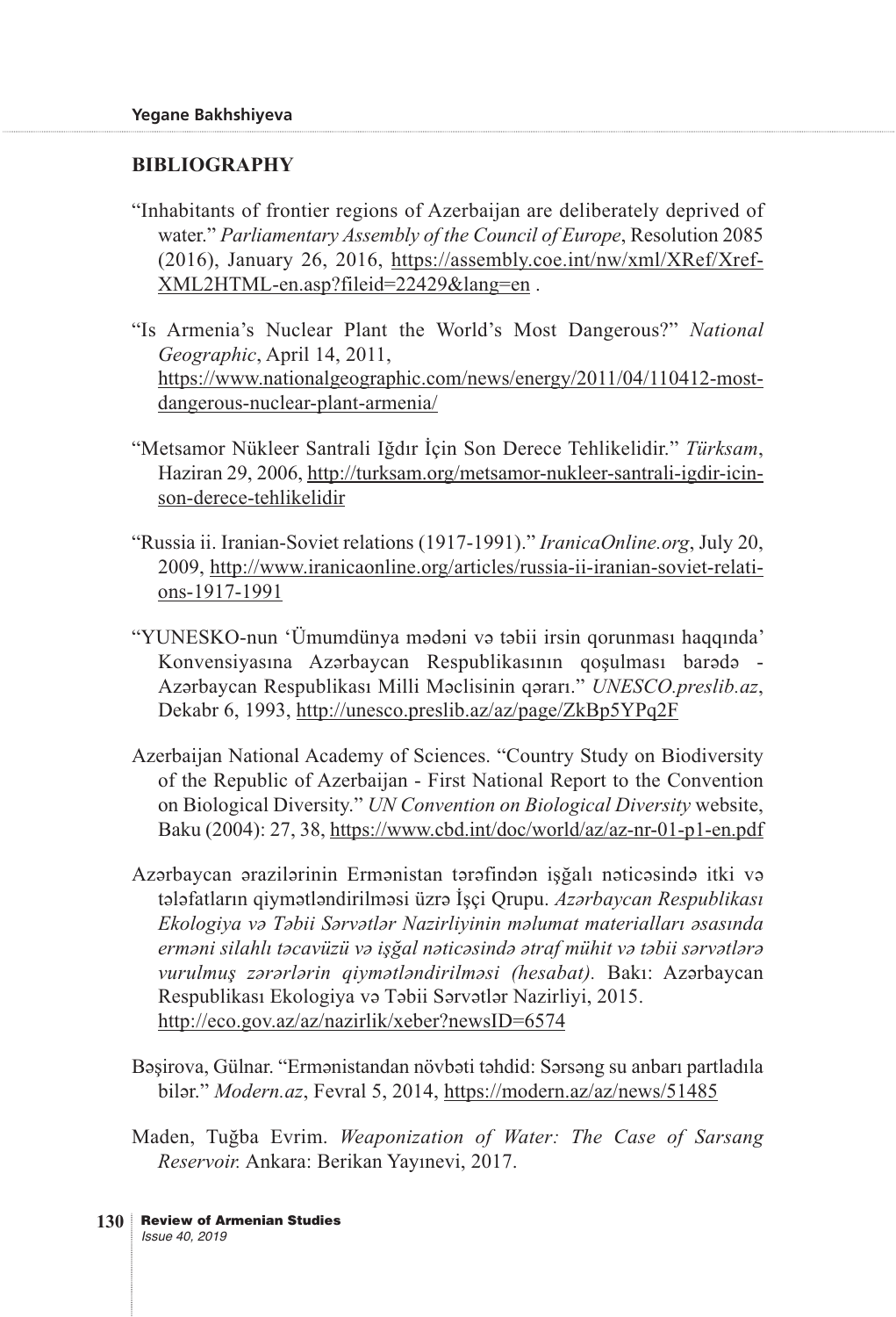## BIBLIOGRAPHY

"Inhabitants of frontier regions of Azerbaijan are deliberately deprived of water." *Parliamentary Assembly of the Council of Europe*, Resolution 2085 (2016), January 26, 2016, https://assembly.coe.int/nw/xml/XRef/Xref-XML2HTML-en.asp?fileid=22429&lang=en .

"Is Armenia's Nuclear Plant the World's Most Dangerous?" *National Geographic*, April 14, 2011, https://www.nationalgeographic.com/news/energy/2011/04/110412-most-dangerous-nuclear-plant-armenia/

"Metsamor Nükleer Santrali Iğdır İçin Son Derece Tehlikelidir." *Türksam*, Haziran 29, 2006, http://turksam.org/metsamor-nukleer-santrali-igdir-icin-son-derece-tehlikelidir

"Russia ii. Iranian-Soviet relations (1917-1991)." *IranicaOnline.org*, July 20, 2009, http://www.iranicaonline.org/articles/russia-ii-iranian-soviet-relations-1917-1991

"YUNESKO-nun 'Ümumdünya mədəni və təbii irsin qorunması haqqında' Konvensiyasına Azərbaycan Respublikasının qoşulması barədə - Azərbaycan Respublikası Milli Məclisinin qərarı." *UNESCO.preslib.az*, Dekabr 6, 1993, http://unesco.preslib.az/az/page/ZkBp5YPq2F

Azerbaijan National Academy of Sciences. "Country Study on Biodiversity of the Republic of Azerbaijan - First National Report to the Convention on Biological Diversity." *UN Convention on Biological Diversity* website, Baku (2004): 27, 38, https://www.cbd.int/doc/world/az/az-nr-01-p1-en.pdf

Azərbaycan ərazilərinin Ermənistan tərəfindən işğalı nəticəsində itki və tələfatların qiymətləndirilməsi üzrə İşçi Qrupu. *Azərbaycan Respublikası Ekologiya və Təbii Sərvətlər Nazirliyinin məlumat materialları əsasında erməni silahlı təcavüzü və işğal nəticəsində ətraf mühit və təbii sərvətlərə vurulmuş zərərlərin qiymətləndirilməsi (hesabat).* Bakı: Azərbaycan Respublikası Ekologiya və Təbii Sərvətlər Nazirliyi, 2015. http://eco.gov.az/az/nazirlik/xeber?newsID=6574

Bəşirova, Gülnar. "Ermənistandan növbəti təhdid: Sərsəng su anbarı partladıla bilər." *Modern.az*, Fevral 5, 2014, https://modern.az/az/news/51485

Maden, Tuğba Evrim. *Weaponization of Water: The Case of Sarsang Reservoir.* Ankara: Berikan Yayınevi, 2017.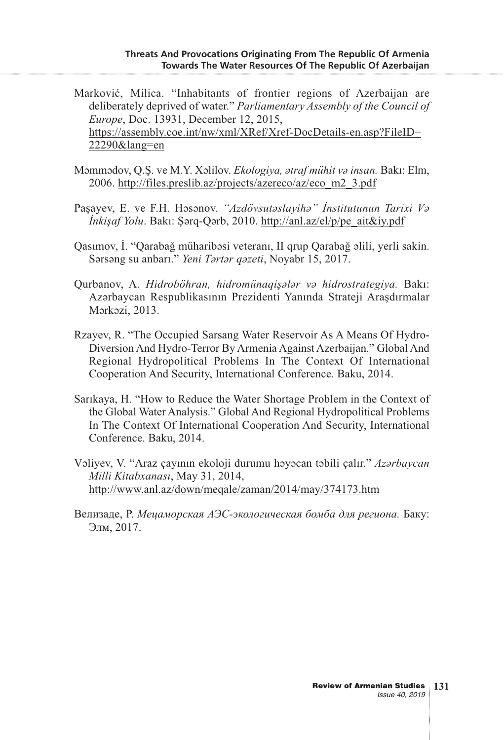Marković, Milica. "Inhabitants of frontier regions of Azerbaijan are deliberately deprived of water." *Parliamentary Assembly of the Council of Europe*, Doc. 13931, December 12, 2015, https://assembly.coe.int/nw/xml/XRef/Xref-DocDetails-en.asp?FileID=22290&lang=en

Məmmədov, Q.Ş. ve M.Y. Xəlilov. *Ekologiya, ətraf mühit və insan.* Bakı: Elm, 2006. http://files.preslib.az/projects/azereco/az/eco_m2_3.pdf

Paşayev, E. ve F.H. Həsənov. *"Azdövsutəslayihə" İnstitutunun Tarixi Və İnkişaf Yolu*. Bakı: Şərq-Qərb, 2010. http://anl.az/el/p/pe_ait&iy.pdf

Qasımov, İ. "Qarabağ müharibəsi veteranı, II qrup Qarabağ əlili, yerli sakin. Sərsəng su anbarı." *Yeni Tərtər qəzeti*, Noyabr 15, 2017.

Qurbanov, A. *Hidroböhran, hidromünaqişələr və hidrostrategiya.* Bakı: Azərbaycan Respublikasının Prezidenti Yanında Strateji Araşdırmalar Mərkəzi, 2013.

Rzayev, R. "The Occupied Sarsang Water Reservoir As A Means Of Hydro-Diversion And Hydro-Terror By Armenia Against Azerbaijan." Global And Regional Hydropolitical Problems In The Context Of International Cooperation And Security, International Conference. Baku, 2014.

Sarıkaya, H. "How to Reduce the Water Shortage Problem in the Context of the Global Water Analysis." Global And Regional Hydropolitical Problems In The Context Of International Cooperation And Security, International Conference. Baku, 2014.

Vəliyev, V. "Araz çayının ekoloji durumu həyəcan təbili çalır." *Azərbaycan Milli Kitabxanası*, May 31, 2014, http://www.anl.az/down/meqale/zaman/2014/may/374173.htm

Велизаде, Р. *Мецаморская АЭС-экологическая бомба для региона.* Баку: Элм, 2017.